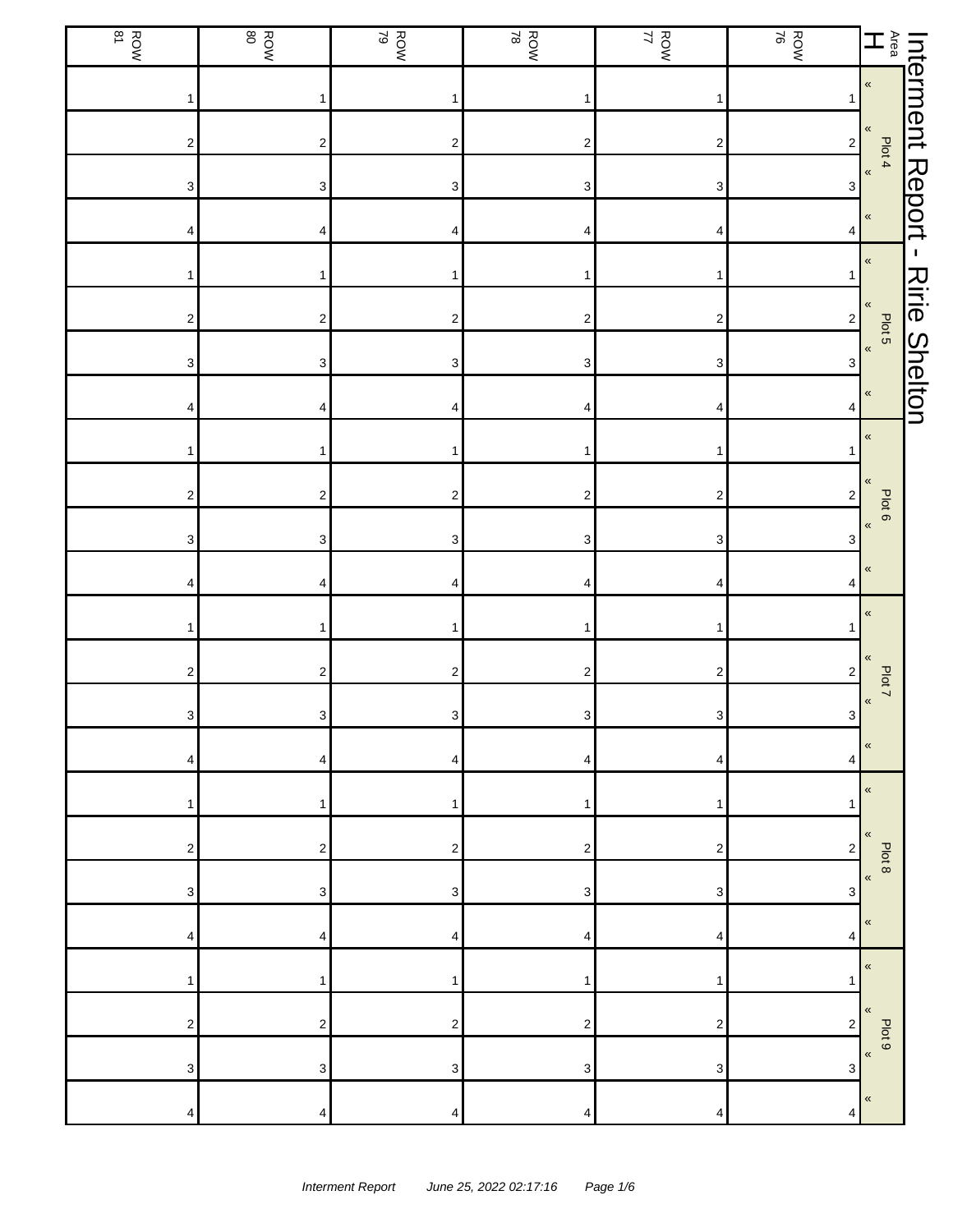# Interment Report - Ririe Shelton

Area H

| Plot | | ROW 76 | ROW 77 | ROW 78 | ROW 79 | ROW 80 | ROW 81 |
|---|---|---|---|---|---|---|---|
| Plot 4 | « | 1 | 1 | 1 | 1 | 1 | 1 |
| | « | 2 | 2 | 2 | 2 | 2 | 2 |
| | « | 3 | 3 | 3 | 3 | 3 | 3 |
| | « | 4 | 4 | 4 | 4 | 4 | 4 |
| Plot 5 | « | 1 | 1 | 1 | 1 | 1 | 1 |
| | « | 2 | 2 | 2 | 2 | 2 | 2 |
| | « | 3 | 3 | 3 | 3 | 3 | 3 |
| | « | 4 | 4 | 4 | 4 | 4 | 4 |
| Plot 6 | « | 1 | 1 | 1 | 1 | 1 | 1 |
| | « | 2 | 2 | 2 | 2 | 2 | 2 |
| | « | 3 | 3 | 3 | 3 | 3 | 3 |
| | « | 4 | 4 | 4 | 4 | 4 | 4 |
| Plot 7 | « | 1 | 1 | 1 | 1 | 1 | 1 |
| | « | 2 | 2 | 2 | 2 | 2 | 2 |
| | « | 3 | 3 | 3 | 3 | 3 | 3 |
| | « | 4 | 4 | 4 | 4 | 4 | 4 |
| Plot 8 | « | 1 | 1 | 1 | 1 | 1 | 1 |
| | « | 2 | 2 | 2 | 2 | 2 | 2 |
| | « | 3 | 3 | 3 | 3 | 3 | 3 |
| | « | 4 | 4 | 4 | 4 | 4 | 4 |
| Plot 9 | « | 1 | 1 | 1 | 1 | 1 | 1 |
| | « | 2 | 2 | 2 | 2 | 2 | 2 |
| | « | 3 | 3 | 3 | 3 | 3 | 3 |
| | « | 4 | 4 | 4 | 4 | 4 | 4 |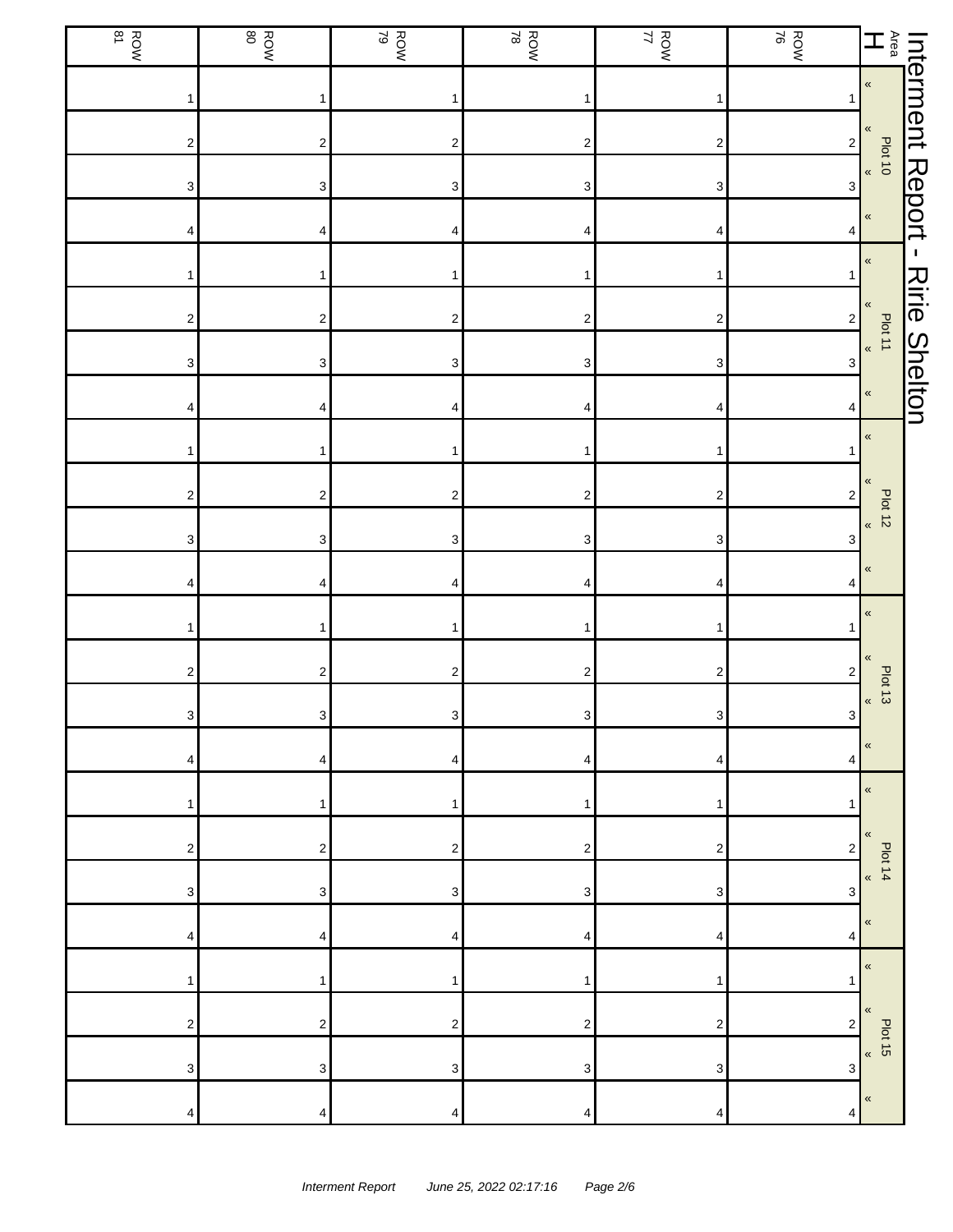# Interment Report - Ririe Shelton

| Area H | | ROW 76 | ROW 77 | ROW 78 | ROW 79 | ROW 80 | ROW 81 |
|---|---|---|---|---|---|---|---|
| Plot 10 | « | 1 | 1 | 1 | 1 | 1 | 1 |
| | « | 2 | 2 | 2 | 2 | 2 | 2 |
| | « | 3 | 3 | 3 | 3 | 3 | 3 |
| | « | 4 | 4 | 4 | 4 | 4 | 4 |
| Plot 11 | « | 1 | 1 | 1 | 1 | 1 | 1 |
| | « | 2 | 2 | 2 | 2 | 2 | 2 |
| | « | 3 | 3 | 3 | 3 | 3 | 3 |
| | « | 4 | 4 | 4 | 4 | 4 | 4 |
| Plot 12 | « | 1 | 1 | 1 | 1 | 1 | 1 |
| | « | 2 | 2 | 2 | 2 | 2 | 2 |
| | « | 3 | 3 | 3 | 3 | 3 | 3 |
| | « | 4 | 4 | 4 | 4 | 4 | 4 |
| Plot 13 | « | 1 | 1 | 1 | 1 | 1 | 1 |
| | « | 2 | 2 | 2 | 2 | 2 | 2 |
| | « | 3 | 3 | 3 | 3 | 3 | 3 |
| | « | 4 | 4 | 4 | 4 | 4 | 4 |
| Plot 14 | « | 1 | 1 | 1 | 1 | 1 | 1 |
| | « | 2 | 2 | 2 | 2 | 2 | 2 |
| | « | 3 | 3 | 3 | 3 | 3 | 3 |
| | « | 4 | 4 | 4 | 4 | 4 | 4 |
| Plot 15 | « | 1 | 1 | 1 | 1 | 1 | 1 |
| | « | 2 | 2 | 2 | 2 | 2 | 2 |
| | « | 3 | 3 | 3 | 3 | 3 | 3 |
| | « | 4 | 4 | 4 | 4 | 4 | 4 |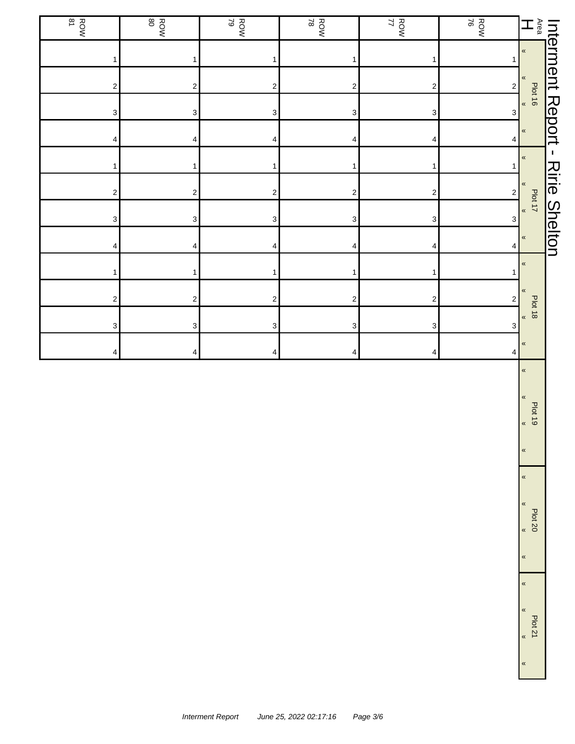# Interment Report - Ririe Shelton

| Area H | | ROW 76 | ROW 77 | ROW 78 | ROW 79 | ROW 80 | ROW 81 |
|---|---|---|---|---|---|---|---|
| Plot 16 | « | 1 | 1 | 1 | 1 | 1 | 1 |
| | « | 2 | 2 | 2 | 2 | 2 | 2 |
| | « | 3 | 3 | 3 | 3 | 3 | 3 |
| | « | 4 | 4 | 4 | 4 | 4 | 4 |
| Plot 17 | « | 1 | 1 | 1 | 1 | 1 | 1 |
| | « | 2 | 2 | 2 | 2 | 2 | 2 |
| | « | 3 | 3 | 3 | 3 | 3 | 3 |
| | « | 4 | 4 | 4 | 4 | 4 | 4 |
| Plot 18 | « | 1 | 1 | 1 | 1 | 1 | 1 |
| | « | 2 | 2 | 2 | 2 | 2 | 2 |
| | « | 3 | 3 | 3 | 3 | 3 | 3 |
| | « | 4 | 4 | 4 | 4 | 4 | 4 |
| Plot 19 | « | | | | | | |
| | « | | | | | | |
| | « | | | | | | |
| | « | | | | | | |
| Plot 20 | « | | | | | | |
| | « | | | | | | |
| | « | | | | | | |
| | « | | | | | | |
| Plot 21 | « | | | | | | |
| | « | | | | | | |
| | « | | | | | | |
| | « | | | | | | |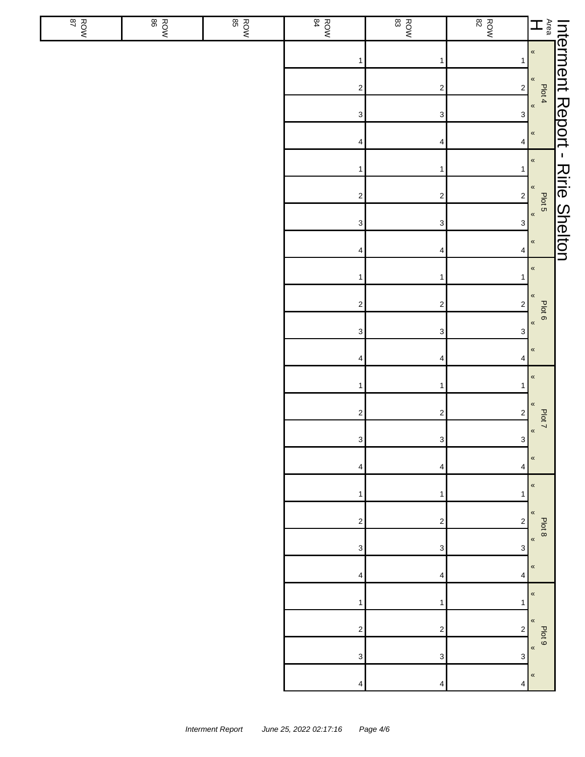# Interment Report - Ririe Shelton

Area H

| Plot | Row 82 | Row 83 | Row 84 | Row 85 | Row 86 | Row 87 |
|---|---|---|---|---|---|---|
| Plot 4 « | 1 | 1 | 1 | | | |
| « | 2 | 2 | 2 | | | |
| « | 3 | 3 | 3 | | | |
| « | 4 | 4 | 4 | | | |
| Plot 5 « | 1 | 1 | 1 | | | |
| « | 2 | 2 | 2 | | | |
| « | 3 | 3 | 3 | | | |
| « | 4 | 4 | 4 | | | |
| Plot 6 « | 1 | 1 | 1 | | | |
| « | 2 | 2 | 2 | | | |
| « | 3 | 3 | 3 | | | |
| « | 4 | 4 | 4 | | | |
| Plot 7 « | 1 | 1 | 1 | | | |
| « | 2 | 2 | 2 | | | |
| « | 3 | 3 | 3 | | | |
| « | 4 | 4 | 4 | | | |
| Plot 8 « | 1 | 1 | 1 | | | |
| « | 2 | 2 | 2 | | | |
| « | 3 | 3 | 3 | | | |
| « | 4 | 4 | 4 | | | |
| Plot 9 « | 1 | 1 | 1 | | | |
| « | 2 | 2 | 2 | | | |
| « | 3 | 3 | 3 | | | |
| « | 4 | 4 | 4 | | | |

*Interment Report June 25, 2022 02:17:16*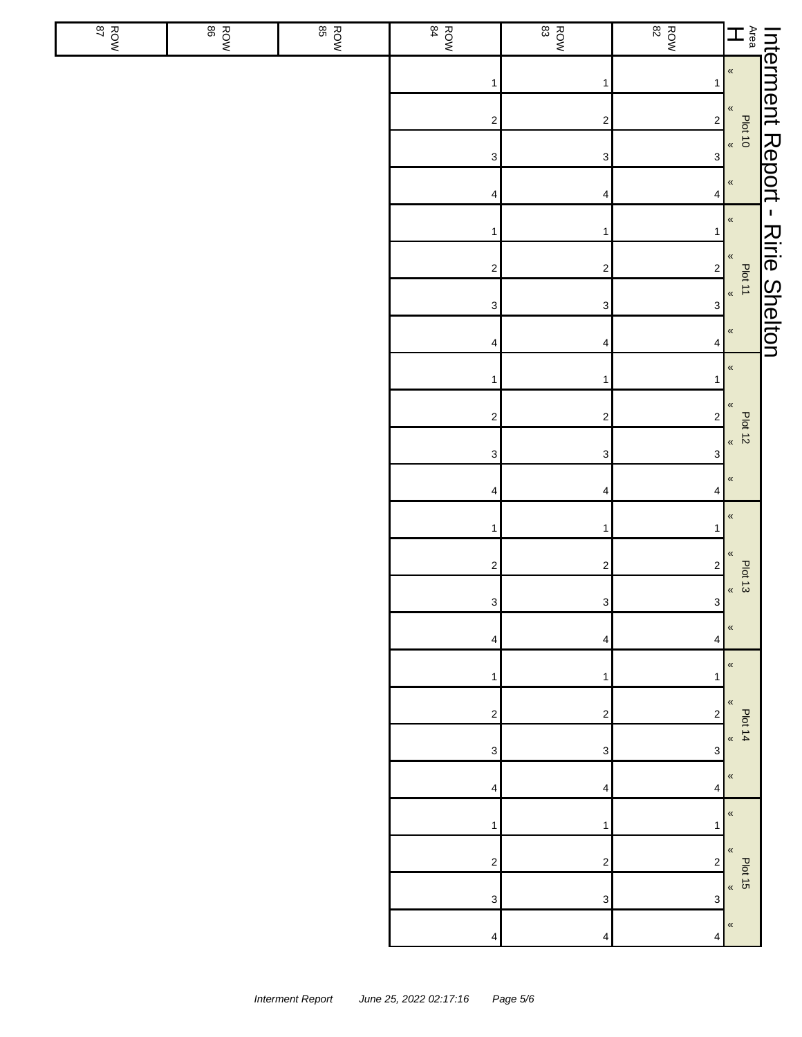# Interment Report - Ririe Shelton

| Area H | ROW 82 | ROW 83 | ROW 84 | ROW 85 | ROW 86 | ROW 87 |
|---|---|---|---|---|---|---|
| Plot 10 « | 1 | 1 | 1 | | | |
| « | 2 | 2 | 2 | | | |
| « | 3 | 3 | 3 | | | |
| « | 4 | 4 | 4 | | | |
| Plot 11 « | 1 | 1 | 1 | | | |
| « | 2 | 2 | 2 | | | |
| « | 3 | 3 | 3 | | | |
| « | 4 | 4 | 4 | | | |
| Plot 12 « | 1 | 1 | 1 | | | |
| « | 2 | 2 | 2 | | | |
| « | 3 | 3 | 3 | | | |
| « | 4 | 4 | 4 | | | |
| Plot 13 « | 1 | 1 | 1 | | | |
| « | 2 | 2 | 2 | | | |
| « | 3 | 3 | 3 | | | |
| « | 4 | 4 | 4 | | | |
| Plot 14 « | 1 | 1 | 1 | | | |
| « | 2 | 2 | 2 | | | |
| « | 3 | 3 | 3 | | | |
| « | 4 | 4 | 4 | | | |
| Plot 15 « | 1 | 1 | 1 | | | |
| « | 2 | 2 | 2 | | | |
| « | 3 | 3 | 3 | | | |
| « | 4 | 4 | 4 | | | |

*Interment Report June 25, 2022 02:17:16*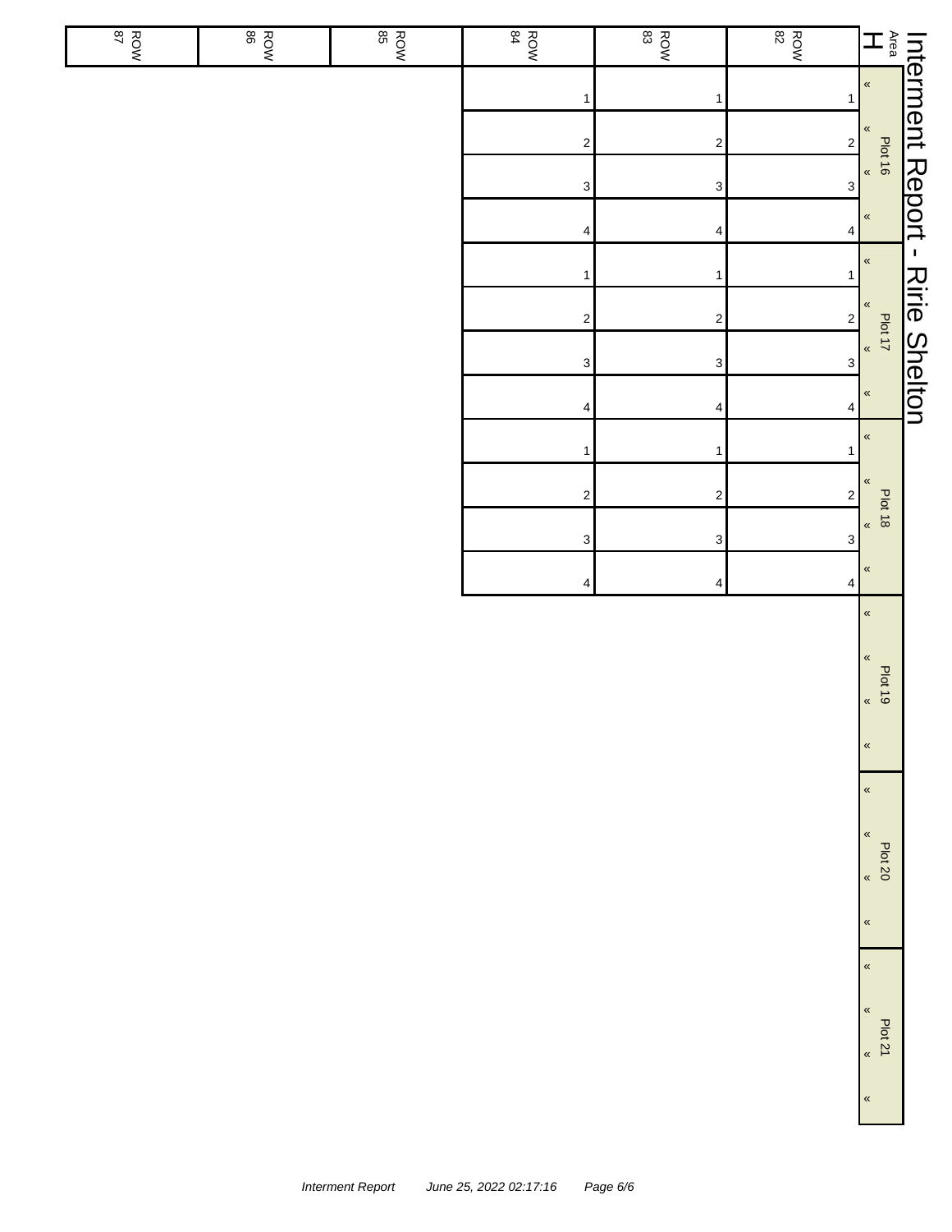# Interment Report - Ririe Shelton

| Area H | | ROW 82 | ROW 83 | ROW 84 | ROW 85 | ROW 86 | ROW 87 |
|---|---|---|---|---|---|---|---|
| Plot 16 | « | 1 | 1 | 1 | | | |
| | « | 2 | 2 | 2 | | | |
| | « | 3 | 3 | 3 | | | |
| | « | 4 | 4 | 4 | | | |
| Plot 17 | « | 1 | 1 | 1 | | | |
| | « | 2 | 2 | 2 | | | |
| | « | 3 | 3 | 3 | | | |
| | « | 4 | 4 | 4 | | | |
| Plot 18 | « | 1 | 1 | 1 | | | |
| | « | 2 | 2 | 2 | | | |
| | « | 3 | 3 | 3 | | | |
| | « | 4 | 4 | 4 | | | |
| Plot 19 | « | | | | | | |
| | « | | | | | | |
| | « | | | | | | |
| | « | | | | | | |
| Plot 20 | « | | | | | | |
| | « | | | | | | |
| | « | | | | | | |
| | « | | | | | | |
| Plot 21 | « | | | | | | |
| | « | | | | | | |
| | « | | | | | | |
| | « | | | | | | |